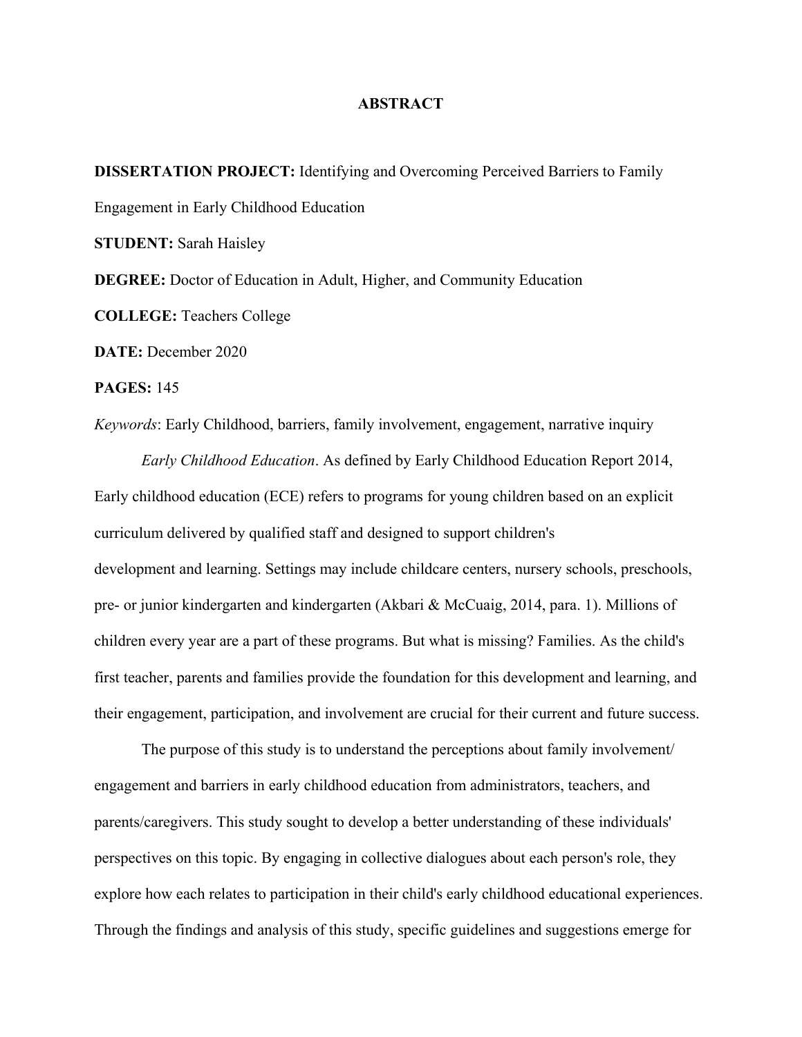# ABSTRACT

**DISSERTATION PROJECT:** Identifying and Overcoming Perceived Barriers to Family Engagement in Early Childhood Education

**STUDENT:** Sarah Haisley

**DEGREE:** Doctor of Education in Adult, Higher, and Community Education

**COLLEGE:** Teachers College

**DATE:** December 2020

**PAGES:** 145

*Keywords*: Early Childhood, barriers, family involvement, engagement, narrative inquiry

*Early Childhood Education*. As defined by Early Childhood Education Report 2014, Early childhood education (ECE) refers to programs for young children based on an explicit curriculum delivered by qualified staff and designed to support children's development and learning. Settings may include childcare centers, nursery schools, preschools, pre- or junior kindergarten and kindergarten (Akbari & McCuaig, 2014, para. 1). Millions of children every year are a part of these programs. But what is missing? Families. As the child's first teacher, parents and families provide the foundation for this development and learning, and their engagement, participation, and involvement are crucial for their current and future success.

The purpose of this study is to understand the perceptions about family involvement/ engagement and barriers in early childhood education from administrators, teachers, and parents/caregivers. This study sought to develop a better understanding of these individuals' perspectives on this topic. By engaging in collective dialogues about each person's role, they explore how each relates to participation in their child's early childhood educational experiences. Through the findings and analysis of this study, specific guidelines and suggestions emerge for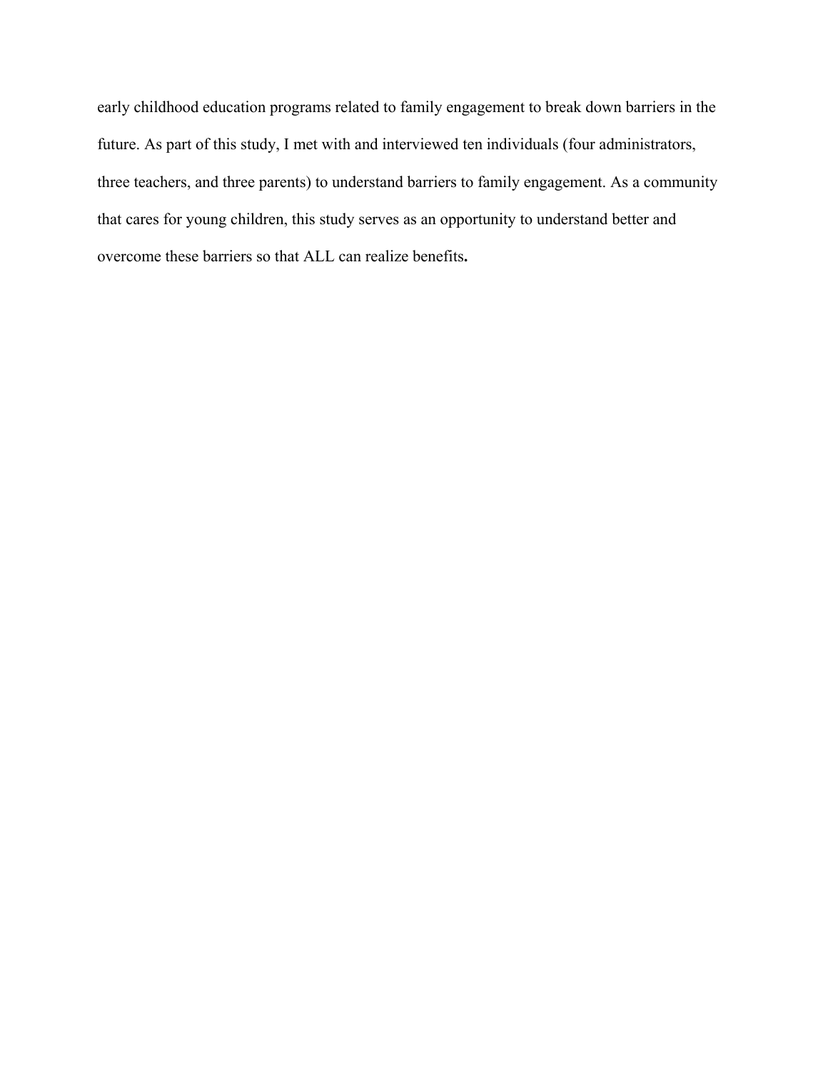early childhood education programs related to family engagement to break down barriers in the future. As part of this study, I met with and interviewed ten individuals (four administrators, three teachers, and three parents) to understand barriers to family engagement. As a community that cares for young children, this study serves as an opportunity to understand better and overcome these barriers so that ALL can realize benefits**.**